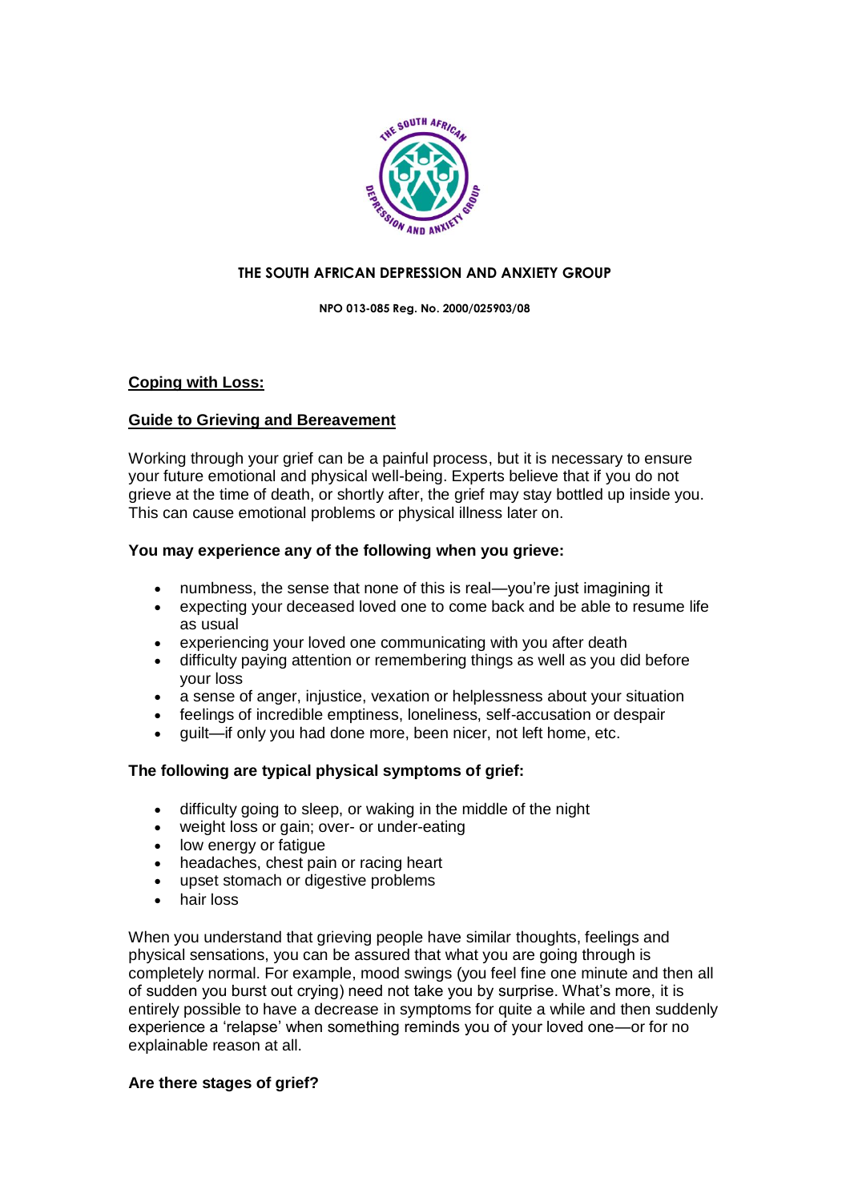# THE SOUTH AFRICAN DEPRESSION AND ANXIETY GROUP

**NPO 013-085 Reg. No. 2000/025903/08**

## Coping with Loss:

## Guide to Grieving and Bereavement

Working through your grief can be a painful process, but it is necessary to ensure your future emotional and physical well-being. Experts believe that if you do not grieve at the time of death, or shortly after, the grief may stay bottled up inside you. This can cause emotional problems or physical illness later on.

**You may experience any of the following when you grieve:**

- numbness, the sense that none of this is real—you're just imagining it
- expecting your deceased loved one to come back and be able to resume life as usual
- experiencing your loved one communicating with you after death
- difficulty paying attention or remembering things as well as you did before your loss
- a sense of anger, injustice, vexation or helplessness about your situation
- feelings of incredible emptiness, loneliness, self-accusation or despair
- guilt—if only you had done more, been nicer, not left home, etc.

**The following are typical physical symptoms of grief:**

- difficulty going to sleep, or waking in the middle of the night
- weight loss or gain; over- or under-eating
- low energy or fatigue
- headaches, chest pain or racing heart
- upset stomach or digestive problems
- hair loss

When you understand that grieving people have similar thoughts, feelings and physical sensations, you can be assured that what you are going through is completely normal. For example, mood swings (you feel fine one minute and then all of sudden you burst out crying) need not take you by surprise. What's more, it is entirely possible to have a decrease in symptoms for quite a while and then suddenly experience a 'relapse' when something reminds you of your loved one—or for no explainable reason at all.

**Are there stages of grief?**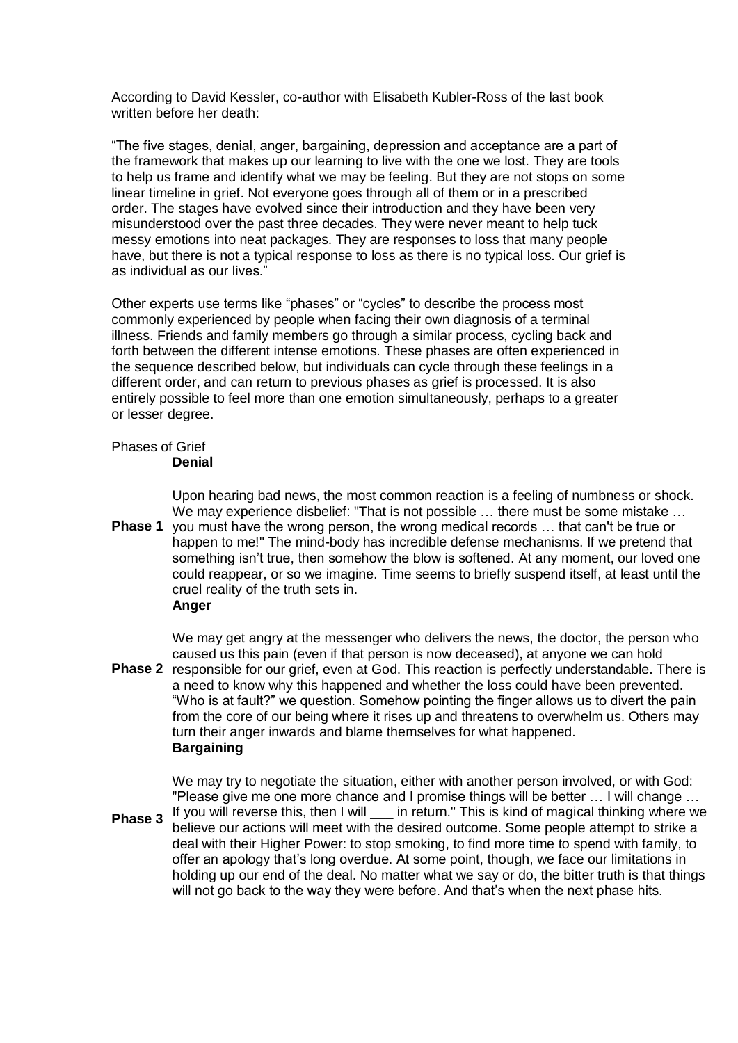According to David Kessler, co-author with Elisabeth Kubler-Ross of the last book written before her death:

"The five stages, denial, anger, bargaining, depression and acceptance are a part of the framework that makes up our learning to live with the one we lost. They are tools to help us frame and identify what we may be feeling. But they are not stops on some linear timeline in grief. Not everyone goes through all of them or in a prescribed order. The stages have evolved since their introduction and they have been very misunderstood over the past three decades. They were never meant to help tuck messy emotions into neat packages. They are responses to loss that many people have, but there is not a typical response to loss as there is no typical loss. Our grief is as individual as our lives."

Other experts use terms like "phases" or "cycles" to describe the process most commonly experienced by people when facing their own diagnosis of a terminal illness. Friends and family members go through a similar process, cycling back and forth between the different intense emotions. These phases are often experienced in the sequence described below, but individuals can cycle through these feelings in a different order, and can return to previous phases as grief is processed. It is also entirely possible to feel more than one emotion simultaneously, perhaps to a greater or lesser degree.

## Phases of Grief

| | |
|---|---|
| | **Denial** |
| **Phase 1** | Upon hearing bad news, the most common reaction is a feeling of numbness or shock. We may experience disbelief: "That is not possible … there must be some mistake … you must have the wrong person, the wrong medical records … that can't be true or happen to me!" The mind-body has incredible defense mechanisms. If we pretend that something isn't true, then somehow the blow is softened. At any moment, our loved one could reappear, or so we imagine. Time seems to briefly suspend itself, at least until the cruel reality of the truth sets in. |
| | **Anger** |
| **Phase 2** | We may get angry at the messenger who delivers the news, the doctor, the person who caused us this pain (even if that person is now deceased), at anyone we can hold responsible for our grief, even at God. This reaction is perfectly understandable. There is a need to know why this happened and whether the loss could have been prevented. "Who is at fault?" we question. Somehow pointing the finger allows us to divert the pain from the core of our being where it rises up and threatens to overwhelm us. Others may turn their anger inwards and blame themselves for what happened. |
| | **Bargaining** |
| **Phase 3** | We may try to negotiate the situation, either with another person involved, or with God: "Please give me one more chance and I promise things will be better … I will change … If you will reverse this, then I will ___ in return." This is kind of magical thinking where we believe our actions will meet with the desired outcome. Some people attempt to strike a deal with their Higher Power: to stop smoking, to find more time to spend with family, to offer an apology that's long overdue. At some point, though, we face our limitations in holding up our end of the deal. No matter what we say or do, the bitter truth is that things will not go back to the way they were before. And that's when the next phase hits. |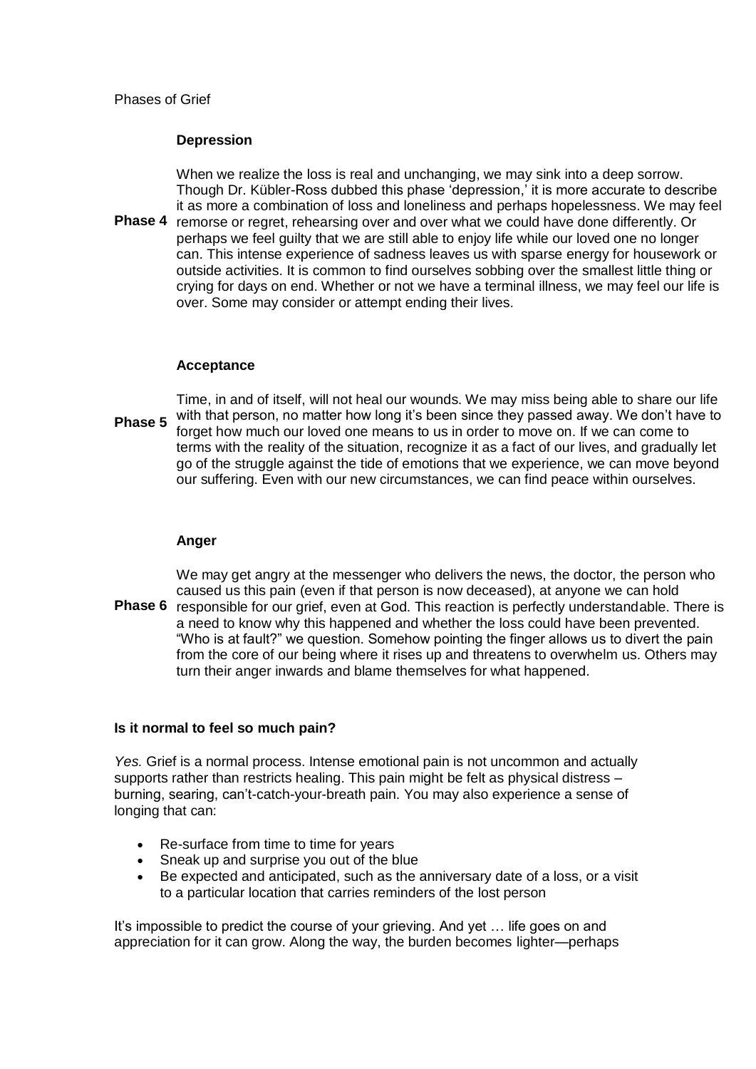Phases of Grief

| | |
|---|---|
| | **Depression** |
| **Phase 4** | When we realize the loss is real and unchanging, we may sink into a deep sorrow. Though Dr. Kübler-Ross dubbed this phase 'depression,' it is more accurate to describe it as more a combination of loss and loneliness and perhaps hopelessness. We may feel remorse or regret, rehearsing over and over what we could have done differently. Or perhaps we feel guilty that we are still able to enjoy life while our loved one no longer can. This intense experience of sadness leaves us with sparse energy for housework or outside activities. It is common to find ourselves sobbing over the smallest little thing or crying for days on end. Whether or not we have a terminal illness, we may feel our life is over. Some may consider or attempt ending their lives. |
| | **Acceptance** |
| **Phase 5** | Time, in and of itself, will not heal our wounds. We may miss being able to share our life with that person, no matter how long it's been since they passed away. We don't have to forget how much our loved one means to us in order to move on. If we can come to terms with the reality of the situation, recognize it as a fact of our lives, and gradually let go of the struggle against the tide of emotions that we experience, we can move beyond our suffering. Even with our new circumstances, we can find peace within ourselves. |
| | **Anger** |
| **Phase 6** | We may get angry at the messenger who delivers the news, the doctor, the person who caused us this pain (even if that person is now deceased), at anyone we can hold responsible for our grief, even at God. This reaction is perfectly understandable. There is a need to know why this happened and whether the loss could have been prevented. "Who is at fault?" we question. Somehow pointing the finger allows us to divert the pain from the core of our being where it rises up and threatens to overwhelm us. Others may turn their anger inwards and blame themselves for what happened. |

**Is it normal to feel so much pain?**

*Yes.* Grief is a normal process. Intense emotional pain is not uncommon and actually supports rather than restricts healing. This pain might be felt as physical distress – burning, searing, can't-catch-your-breath pain. You may also experience a sense of longing that can:

- Re-surface from time to time for years
- Sneak up and surprise you out of the blue
- Be expected and anticipated, such as the anniversary date of a loss, or a visit to a particular location that carries reminders of the lost person

It's impossible to predict the course of your grieving. And yet … life goes on and appreciation for it can grow. Along the way, the burden becomes lighter—perhaps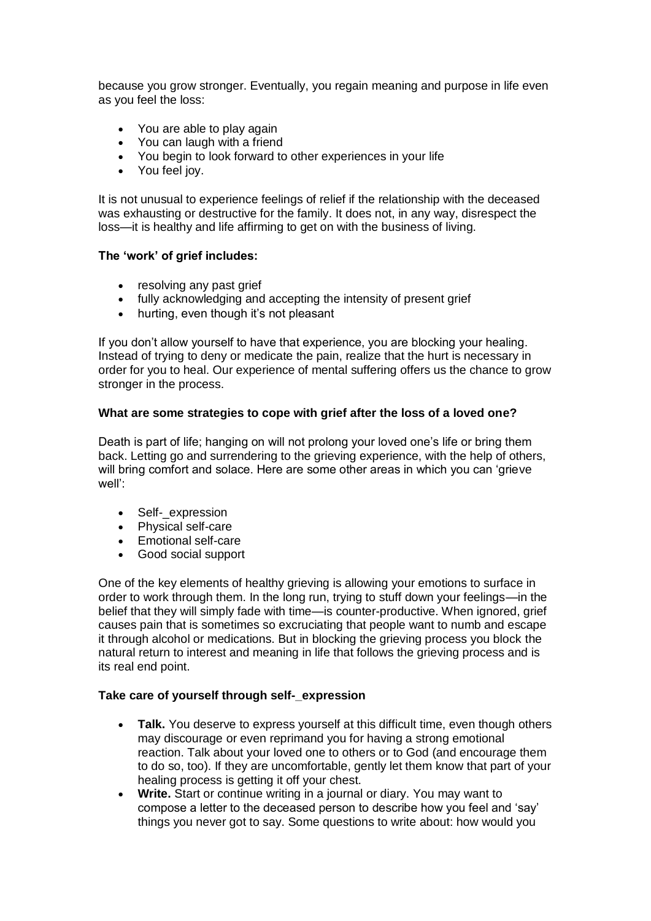because you grow stronger. Eventually, you regain meaning and purpose in life even as you feel the loss:

- You are able to play again
- You can laugh with a friend
- You begin to look forward to other experiences in your life
- You feel joy.

It is not unusual to experience feelings of relief if the relationship with the deceased was exhausting or destructive for the family. It does not, in any way, disrespect the loss—it is healthy and life affirming to get on with the business of living.

**The 'work' of grief includes:**

- resolving any past grief
- fully acknowledging and accepting the intensity of present grief
- hurting, even though it's not pleasant

If you don't allow yourself to have that experience, you are blocking your healing. Instead of trying to deny or medicate the pain, realize that the hurt is necessary in order for you to heal. Our experience of mental suffering offers us the chance to grow stronger in the process.

**What are some strategies to cope with grief after the loss of a loved one?**

Death is part of life; hanging on will not prolong your loved one's life or bring them back. Letting go and surrendering to the grieving experience, with the help of others, will bring comfort and solace. Here are some other areas in which you can 'grieve well':

- Self-_expression
- Physical self-care
- Emotional self-care
- Good social support

One of the key elements of healthy grieving is allowing your emotions to surface in order to work through them. In the long run, trying to stuff down your feelings—in the belief that they will simply fade with time—is counter-productive. When ignored, grief causes pain that is sometimes so excruciating that people want to numb and escape it through alcohol or medications. But in blocking the grieving process you block the natural return to interest and meaning in life that follows the grieving process and is its real end point.

**Take care of yourself through self-_expression**

- **Talk.** You deserve to express yourself at this difficult time, even though others may discourage or even reprimand you for having a strong emotional reaction. Talk about your loved one to others or to God (and encourage them to do so, too). If they are uncomfortable, gently let them know that part of your healing process is getting it off your chest.
- **Write.** Start or continue writing in a journal or diary. You may want to compose a letter to the deceased person to describe how you feel and 'say' things you never got to say. Some questions to write about: how would you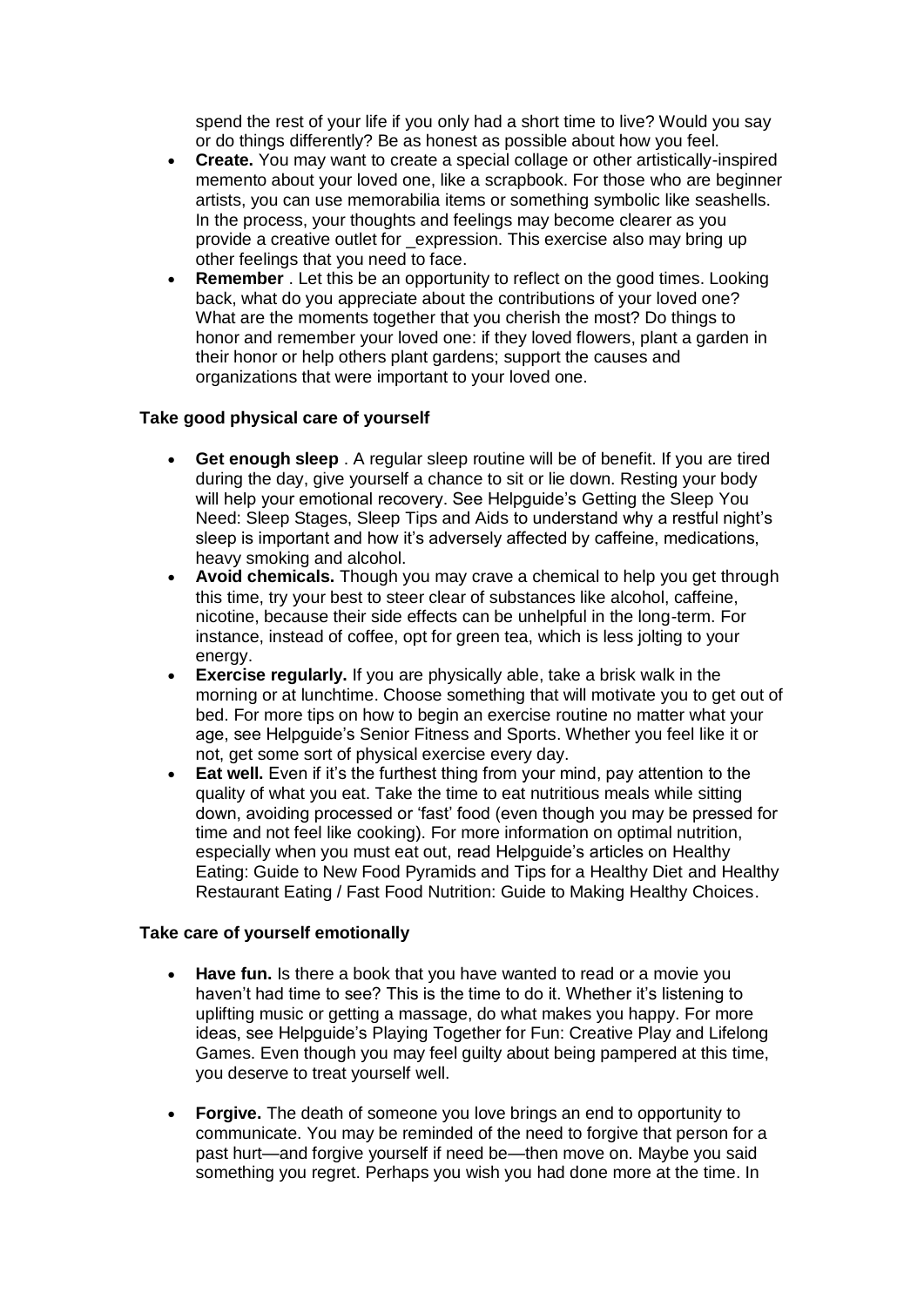spend the rest of your life if you only had a short time to live? Would you say or do things differently? Be as honest as possible about how you feel.

- **Create.** You may want to create a special collage or other artistically-inspired memento about your loved one, like a scrapbook. For those who are beginner artists, you can use memorabilia items or something symbolic like seashells. In the process, your thoughts and feelings may become clearer as you provide a creative outlet for _expression. This exercise also may bring up other feelings that you need to face.
- **Remember** . Let this be an opportunity to reflect on the good times. Looking back, what do you appreciate about the contributions of your loved one? What are the moments together that you cherish the most? Do things to honor and remember your loved one: if they loved flowers, plant a garden in their honor or help others plant gardens; support the causes and organizations that were important to your loved one.

**Take good physical care of yourself**

- **Get enough sleep** . A regular sleep routine will be of benefit. If you are tired during the day, give yourself a chance to sit or lie down. Resting your body will help your emotional recovery. See Helpguide's Getting the Sleep You Need: Sleep Stages, Sleep Tips and Aids to understand why a restful night's sleep is important and how it's adversely affected by caffeine, medications, heavy smoking and alcohol.
- **Avoid chemicals.** Though you may crave a chemical to help you get through this time, try your best to steer clear of substances like alcohol, caffeine, nicotine, because their side effects can be unhelpful in the long-term. For instance, instead of coffee, opt for green tea, which is less jolting to your energy.
- **Exercise regularly.** If you are physically able, take a brisk walk in the morning or at lunchtime. Choose something that will motivate you to get out of bed. For more tips on how to begin an exercise routine no matter what your age, see Helpguide's Senior Fitness and Sports. Whether you feel like it or not, get some sort of physical exercise every day.
- **Eat well.** Even if it's the furthest thing from your mind, pay attention to the quality of what you eat. Take the time to eat nutritious meals while sitting down, avoiding processed or 'fast' food (even though you may be pressed for time and not feel like cooking). For more information on optimal nutrition, especially when you must eat out, read Helpguide's articles on Healthy Eating: Guide to New Food Pyramids and Tips for a Healthy Diet and Healthy Restaurant Eating / Fast Food Nutrition: Guide to Making Healthy Choices.

**Take care of yourself emotionally**

- **Have fun.** Is there a book that you have wanted to read or a movie you haven't had time to see? This is the time to do it. Whether it's listening to uplifting music or getting a massage, do what makes you happy. For more ideas, see Helpguide's Playing Together for Fun: Creative Play and Lifelong Games. Even though you may feel guilty about being pampered at this time, you deserve to treat yourself well.

- **Forgive.** The death of someone you love brings an end to opportunity to communicate. You may be reminded of the need to forgive that person for a past hurt—and forgive yourself if need be—then move on. Maybe you said something you regret. Perhaps you wish you had done more at the time. In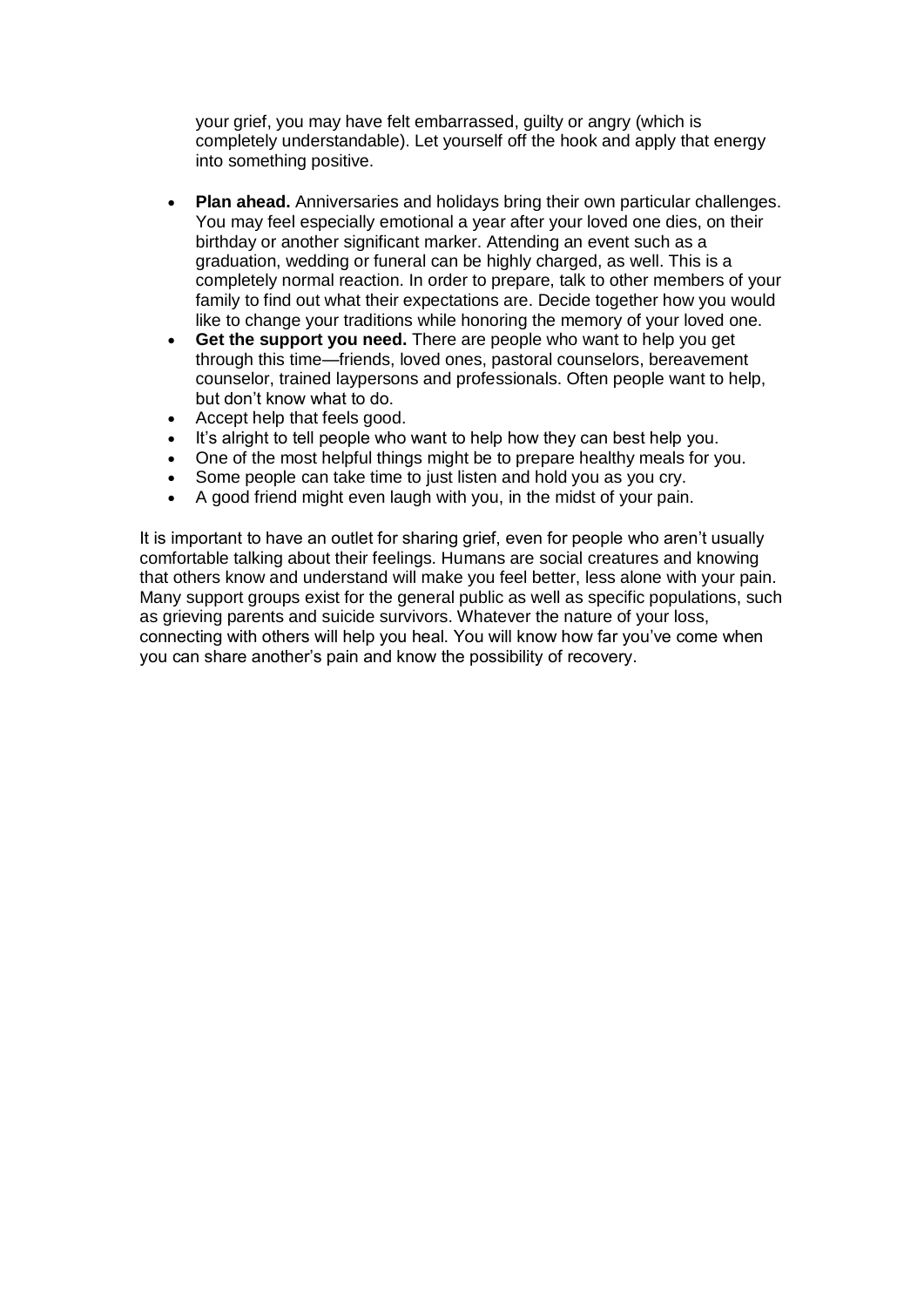your grief, you may have felt embarrassed, guilty or angry (which is completely understandable). Let yourself off the hook and apply that energy into something positive.

- **Plan ahead.** Anniversaries and holidays bring their own particular challenges. You may feel especially emotional a year after your loved one dies, on their birthday or another significant marker. Attending an event such as a graduation, wedding or funeral can be highly charged, as well. This is a completely normal reaction. In order to prepare, talk to other members of your family to find out what their expectations are. Decide together how you would like to change your traditions while honoring the memory of your loved one.
- **Get the support you need.** There are people who want to help you get through this time—friends, loved ones, pastoral counselors, bereavement counselor, trained laypersons and professionals. Often people want to help, but don't know what to do.
- Accept help that feels good.
- It's alright to tell people who want to help how they can best help you.
- One of the most helpful things might be to prepare healthy meals for you.
- Some people can take time to just listen and hold you as you cry.
- A good friend might even laugh with you, in the midst of your pain.

It is important to have an outlet for sharing grief, even for people who aren't usually comfortable talking about their feelings. Humans are social creatures and knowing that others know and understand will make you feel better, less alone with your pain. Many support groups exist for the general public as well as specific populations, such as grieving parents and suicide survivors. Whatever the nature of your loss, connecting with others will help you heal. You will know how far you've come when you can share another's pain and know the possibility of recovery.